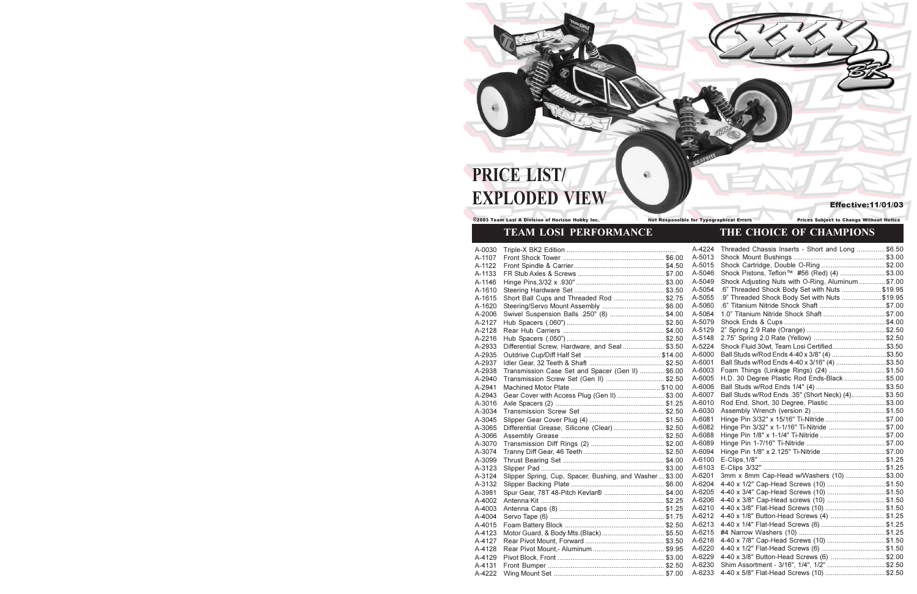# PRICE LIST/ EXPLODED VIEW

Effective:11/01/03

©2003 Team Losi A Division of Horizon Hobby Inc. Not Responsible for Typographical Errors Prices Subject to Change Without Notice

## TEAM LOSI PERFORMANCE THE CHOICE OF CHAMPIONS

| Part # | Description | Price |
|---|---|---|
| A-0030 | Triple-X BK2 Edition | |
| A-1107 | Front Shock Tower | $6.00 |
| A-1122 | Front Spindle & Carrier | $4.50 |
| A-1133 | FR Stub Axles & Screws | $7.00 |
| A-1146 | Hinge Pins,3/32 x .930" | $3.00 |
| A-1610 | Steering Hardware Set | $3.50 |
| A-1615 | Short Ball Cups and Threaded Rod | $2.75 |
| A-1620 | Steering/Servo Mount Assembly | $6.00 |
| A-2006 | Swivel Suspension Balls .250" (8) | $4.00 |
| A-2127 | Hub Spacers (.060") | $2.50 |
| A-2128 | Rear Hub Carriers | $4.00 |
| A-2216 | Hub Spacers (.050") | $2.50 |
| A-2933 | Differential Screw, Hardware, and Seal | $3.50 |
| A-2935 | Outdrive Cup/Diff Half Set | $14.00 |
| A-2937 | Idler Gear, 32 Teeth & Shaft | $2.50 |
| A-2938 | Transmission Case Set and Spacer (Gen II) | $6.00 |
| A-2940 | Transmission Screw Set (Gen II) | $2.50 |
| A-2941 | Machined Motor Plate | $10.00 |
| A-2943 | Gear Cover with Access Plug (Gen II) | $3.00 |
| A-3016 | Axle Spacers (2) | $1.25 |
| A-3034 | Transmission Screw Set | $2.50 |
| A-3045 | Slipper Gear Cover Plug (4) | $1.50 |
| A-3065 | Differential Grease, Silicone (Clear) | $2.50 |
| A-3066 | Assembly Grease | $2.50 |
| A-3070 | Transmission Diff Rings (2) | $2.00 |
| A-3074 | Tranny Diff Gear, 46 Teeth | $2.50 |
| A-3099 | Thrust Bearing Set | $4.00 |
| A-3123 | Slipper Pad | $3.00 |
| A-3124 | Slipper Spring, Cup, Spacer, Bushing, and Washer | $3.00 |
| A-3132 | Slipper Backing Plate | $6.00 |
| A-3981 | Spur Gear, 78T 48-Pitch Kevlar® | $4.00 |
| A-4002 | Antenna Kit | $2.25 |
| A-4003 | Antenna Caps (8) | $1.25 |
| A-4004 | Servo Tape (6) | $1.75 |
| A-4015 | Foam Battery Block | $2.50 |
| A-4123 | Motor Guard, & Body Mts.(Black) | $5.50 |
| A-4127 | Rear Pivot Mount, Forward | $3.50 |
| A-4128 | Rear Pivot Mount,- Aluminum | $9.95 |
| A-4129 | Pivot Block, Front | $3.00 |
| A-4131 | Front Bumper | $2.50 |
| A-4222 | Wing Mount Set | $7.00 |
| A-4224 | Threaded Chassis Inserts - Short and Long | $6.50 |
| A-5013 | Shock Mount Bushings | $3.00 |
| A-5015 | Shock Cartridge, Double O-Ring | $2.00 |
| A-5046 | Shock Pistons, Teflon™ #56 (Red) (4) | $3.00 |
| A-5049 | Shock Adjusting Nuts with O-Ring, Aluminum | $7.00 |
| A-5054 | .6" Threaded Shock Body Set with Nuts | $19.95 |
| A-5055 | .9" Threaded Shock Body Set with Nuts | $19.95 |
| A-5060 | .6" Titanium Nitride Shock Shaft | $7.00 |
| A-5064 | 1.0" Titanium Nitride Shock Shaft | $7.00 |
| A-5079 | Shock Ends & Cups | $4.00 |
| A-5129 | 2" Spring 2.9 Rate (Orange) | $2.50 |
| A-5148 | 2.75" Spring 2.0 Rate (Yellow) | $2.50 |
| A-5224 | Shock Fluid 30wt, Team Losi Certified | $3.50 |
| A-6000 | Ball Studs w/Rod Ends 4-40 x 3/8" (4) | $3.50 |
| A-6001 | Ball Studs w/Rod Ends 4-40 x 3/16" (4) | $3.50 |
| A-6003 | Foam Things (Linkage Rings) (24) | $1.50 |
| A-6005 | H.D. 30 Degree Plastic Rod Ends-Black | $5.00 |
| A-6006 | Ball Studs w/Rod Ends 1/4" (4) | $3.50 |
| A-6007 | Ball Studs w/Rod Ends .35" (Short Neck) (4) | $3.50 |
| A-6010 | Rod End, Short, 30 Degree, Plastic | $3.00 |
| A-6030 | Assembly Wrench (version 2) | $1.50 |
| A-6081 | Hinge Pin 3/32" x 15/16" Ti-Nitride | $7.00 |
| A-6082 | Hinge Pin 3/32" x 1-1/16" Ti-Nitride | $7.00 |
| A-6088 | Hinge Pin 1/8" x 1-1/4" Ti-Nitride | $7.00 |
| A-6089 | Hinge Pin 1-7/16" Ti-Nitride | $7.00 |
| A-6094 | Hinge Pin 1/8" x 2.125" Ti-Nitride | $7.00 |
| A-6100 | E-Clips,1/8" | $1.25 |
| A-6103 | E-Clips 3/32" | $1.25 |
| A-6201 | 3mm x 8mm Cap-Head w/Washers (10) | $3.00 |
| A-6204 | 4-40 x 1/2" Cap-Head Screws (10) | $1.50 |
| A-6205 | 4-40 x 3/4" Cap-Head Screws (10) | $1.50 |
| A-6206 | 4-40 x 3/8" Cap-Head screws (10) | $1.50 |
| A-6210 | 4-40 x 3/8" Flat-Head Screws (10) | $1.50 |
| A-6212 | 4-40 x 1/8" Button-Head Screws (4) | $1.25 |
| A-6213 | 4-40 x 1/4" Flat-Head Screws (6) | $1.25 |
| A-6215 | #4 Narrow Washers (10) | $1.25 |
| A-6216 | 4-40 x 7/8" Cap-Head Screws (10) | $1.50 |
| A-6220 | 4-40 x 1/2" Flat-Head Screws (6) | $1.50 |
| A-6229 | 4-40 x 3/8" Button-Head Screws (6) | $2.00 |
| A-6230 | Shim Assortment - 3/16", 1/4", 1/2" | $2.50 |
| A-6233 | 4-40 x 5/8" Flat-Head Screws (10) | $2.50 |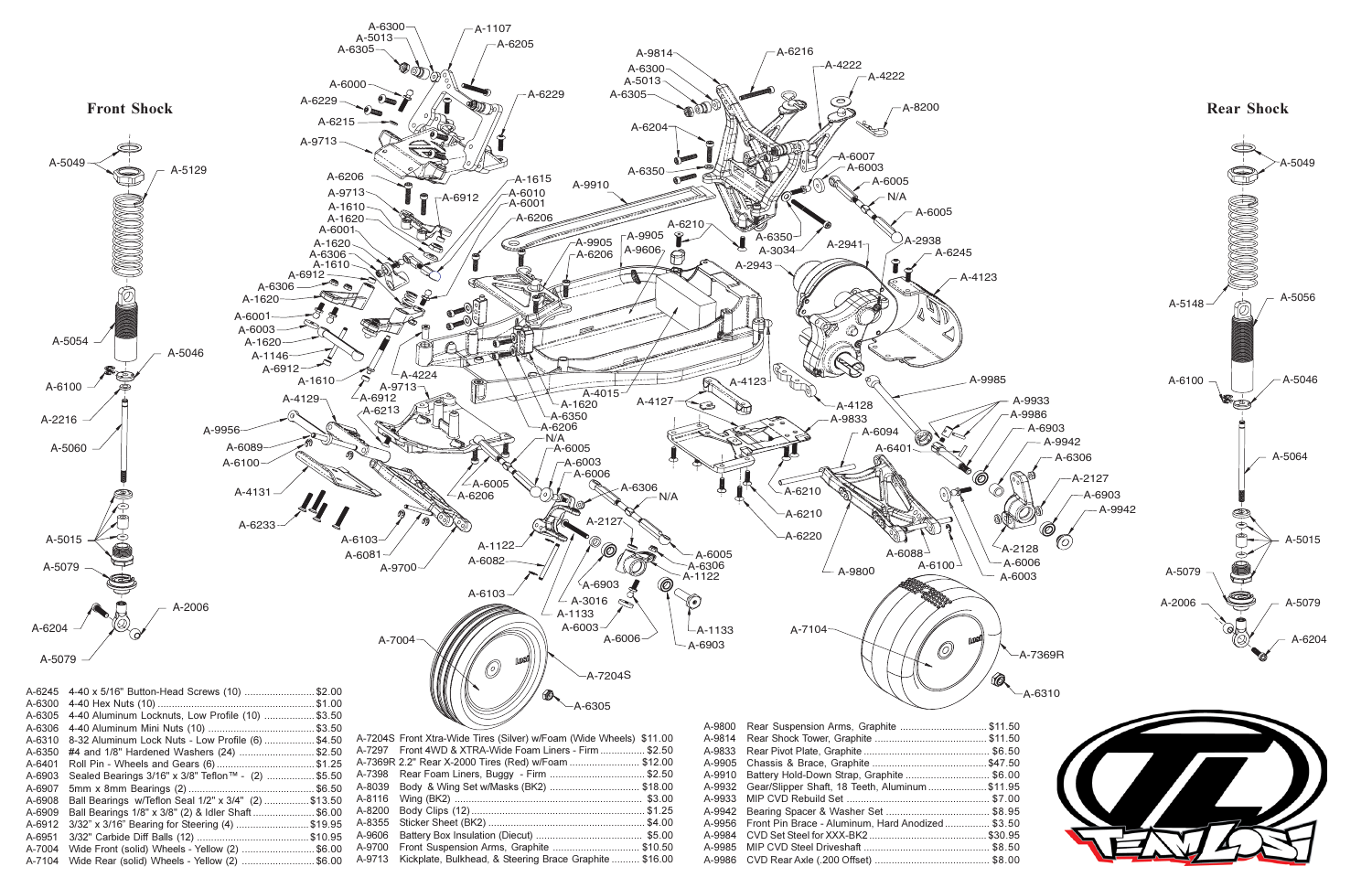## Front Shock

## Rear Shock

| Part # | Description | Price |
|---|---|---|
| A-6245 | 4-40 x 5/16" Button-Head Screws (10) | $2.00 |
| A-6300 | 4-40 Hex Nuts (10) | $1.00 |
| A-6305 | 4-40 Aluminum Locknuts, Low Profile (10) | $3.50 |
| A-6306 | 4-40 Aluminum Mini Nuts (10) | $3.50 |
| A-6310 | 8-32 Aluminum Lock Nuts - Low Profile (6) | $4.50 |
| A-6350 | #4 and 1/8" Hardened Washers (24) | $2.50 |
| A-6401 | Roll Pin - Wheels and Gears (6) | $1.25 |
| A-6903 | Sealed Bearings 3/16" x 3/8" Teflon™ - (2) | $5.50 |
| A-6907 | 5mm x 8mm Bearings (2) | $6.50 |
| A-6908 | Ball Bearings w/Teflon Seal 1/2" x 3/4" (2) | $13.50 |
| A-6909 | Ball Bearings 1/8" x 3/8" (2) & Idler Shaft | $6.00 |
| A-6912 | 3/32" x 3/16" Bearing for Steering (4) | $19.95 |
| A-6951 | 3/32" Carbide Diff Balls (12) | $10.95 |
| A-7004 | Wide Front (solid) Wheels - Yellow (2) | $6.00 |
| A-7104 | Wide Rear (solid) Wheels - Yellow (2) | $6.00 |
| A-7204S | Front Xtra-Wide Tires (Silver) w/Foam (Wide Wheels) | $11.00 |
| A-7297 | Front 4WD & XTRA-Wide Foam Liners - Firm | $2.50 |
| A-7369R | 2.2" Rear X-2000 Tires (Red) w/Foam | $12.00 |
| A-7398 | Rear Foam Liners, Buggy - Firm | $2.50 |
| A-8039 | Body & Wing Set w/Masks (BK2) | $18.00 |
| A-8116 | Wing (BK2) | $3.00 |
| A-8200 | Body Clips (12) | $1.25 |
| A-8355 | Sticker Sheet (BK2) | $4.00 |
| A-9606 | Battery Box Insulation (Diecut) | $5.00 |
| A-9700 | Front Suspension Arms, Graphite | $10.50 |
| A-9713 | Kickplate, Bulkhead, & Steering Brace Graphite | $16.00 |
| A-9800 | Rear Suspension Arms, Graphite | $11.50 |
| A-9814 | Rear Shock Tower, Graphite | $11.50 |
| A-9833 | Rear Pivot Plate, Graphite | $6.50 |
| A-9905 | Chassis & Brace, Graphite | $47.50 |
| A-9910 | Battery Hold-Down Strap, Graphite | $6.00 |
| A-9932 | Gear/Slipper Shaft, 18 Teeth, Aluminum | $11.95 |
| A-9933 | MIP CVD Rebuild Set | $7.00 |
| A-9942 | Bearing Spacer & Washer Set | $8.95 |
| A-9956 | Front Pin Brace - Aluminum, Hard Anodized | $3.50 |
| A-9984 | CVD Set Steel for XXX-BK2 | $30.95 |
| A-9985 | MIP CVD Steel Driveshaft | $8.50 |
| A-9986 | CVD Rear Axle (.200 Offset) | $8.00 |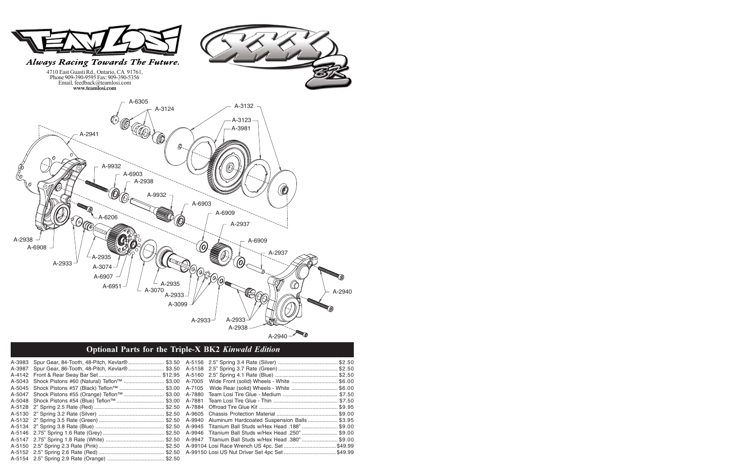Always Racing Towards The Future.

4710 East Guasti Rd., Ontario, CA 91761,
Phone 909-390-9595 Fax: 909-390-5356
Email, feedback@teamlosi.com
**www.teamlosi.com**

A-6305
A-3124
A-3132
A-3123
A-3981
A-2941
A-9932
A-6903
A-2938
A-9932
A-6903
A-6909
A-6206
A-2937
A-6909
A-2938
A-6908
A-2937
A-2935
A-2933
A-3074
A-6907
A-2935
A-6951
A-3070
A-2933
A-2940
A-3099
A-2933
A-2933
A-2938
A-2940

## Optional Parts for the Triple-X BK2 *Kinwald Edition*

| | | |
|---|---|---|
| A-3983 | Spur Gear, 84-Tooth, 48-Pitch, Kevlar® | $3.50 |
| A-3987 | Spur Gear, 86-Tooth, 48-Pitch, Kevlar® | $3.50 |
| A-4142 | Front & Rear Sway Bar Set | $12.95 |
| A-5043 | Shock Pistons #60 (Natural) Teflon™ | $3.00 |
| A-5045 | Shock Pistons #57 (Black) Teflon™ | $3.00 |
| A-5047 | Shock Pistons #55 (Orange) Teflon™ | $3.00 |
| A-5048 | Shock Pistons #54 (Blue) Teflon™ | $3.00 |
| A-5128 | 2" Spring 2.5 Rate (Red) | $2.50 |
| A-5130 | 2" Spring 3.2 Rate (Silver) | $2.50 |
| A-5132 | 2" Spring 3.5 Rate (Green) | $2.50 |
| A-5134 | 2" Spring 3.8 Rate (Blue) | $2.50 |
| A-5146 | 2.75" Spring 1.6 Rate (Grey) | $2.50 |
| A-5147 | 2.75" Spring 1.8 Rate (White) | $2.50 |
| A-5150 | 2.5" Spring 2.3 Rate (Pink) | $2.50 |
| A-5152 | 2.5" Spring 2.6 Rate (Red) | $2.50 |
| A-5154 | 2.5" Spring 2.9 Rate (Orange) | $2.50 |
| A-5156 | 2.5" Spring 3.4 Rate (Silver) | $2.50 |
| A-5158 | 2.5" Spring 3.7 Rate (Green) | $2.50 |
| A-5160 | 2.5" Spring 4.1 Rate (Blue) | $2.50 |
| A-7005 | Wide Front (solid) Wheels - White | $6.00 |
| A-7105 | Wide Rear (solid) Wheels - White | $6.00 |
| A-7880 | Team Losi Tire Glue - Medium | $7.50 |
| A-7881 | Team Losi Tire Glue - Thin | $7.50 |
| A-7884 | Offroad Tire Glue Kit | $9.95 |
| A-9605 | Chassis Protection Material | $9.00 |
| A-9940 | Aluminum Hardcoated Suspension Balls | $3.95 |
| A-9945 | Titanium Ball Studs w/Hex Head .188" | $9.00 |
| A-9946 | Titanium Ball Studs w/Hex Head .250" | $9.00 |
| A-9947 | Titanium Ball Studs w/Hex Head .380" | $9.00 |
| A-99104 | Losi Race Wrench US 4pc. Set | $49.99 |
| A-99150 | Losi US Nut Driver Set 4pc Set | $49.99 |